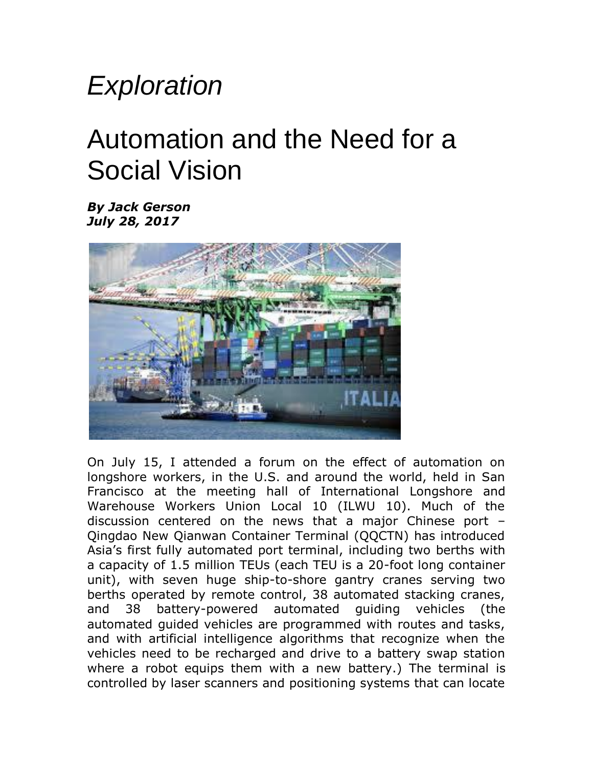*Exploration*

# Automation and the Need for a Social Vision

***By Jack Gerson***
***July 28, 2017***

On July 15, I attended a forum on the effect of automation on longshore workers, in the U.S. and around the world, held in San Francisco at the meeting hall of International Longshore and Warehouse Workers Union Local 10 (ILWU 10). Much of the discussion centered on the news that a major Chinese port – Qingdao New Qianwan Container Terminal (QQCTN) has introduced Asia's first fully automated port terminal, including two berths with a capacity of 1.5 million TEUs (each TEU is a 20-foot long container unit), with seven huge ship-to-shore gantry cranes serving two berths operated by remote control, 38 automated stacking cranes, and 38 battery-powered automated guiding vehicles (the automated guided vehicles are programmed with routes and tasks, and with artificial intelligence algorithms that recognize when the vehicles need to be recharged and drive to a battery swap station where a robot equips them with a new battery.) The terminal is controlled by laser scanners and positioning systems that can locate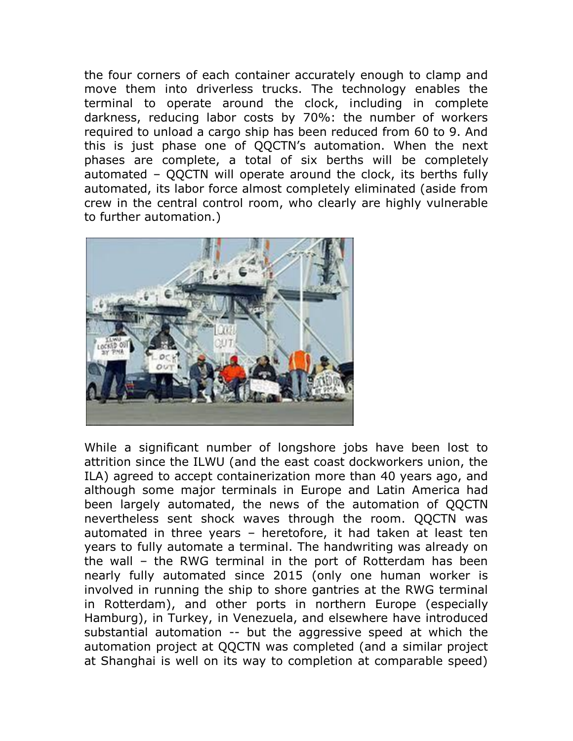the four corners of each container accurately enough to clamp and move them into driverless trucks. The technology enables the terminal to operate around the clock, including in complete darkness, reducing labor costs by 70%: the number of workers required to unload a cargo ship has been reduced from 60 to 9. And this is just phase one of QQCTN's automation. When the next phases are complete, a total of six berths will be completely automated – QQCTN will operate around the clock, its berths fully automated, its labor force almost completely eliminated (aside from crew in the central control room, who clearly are highly vulnerable to further automation.)

While a significant number of longshore jobs have been lost to attrition since the ILWU (and the east coast dockworkers union, the ILA) agreed to accept containerization more than 40 years ago, and although some major terminals in Europe and Latin America had been largely automated, the news of the automation of QQCTN nevertheless sent shock waves through the room. QQCTN was automated in three years – heretofore, it had taken at least ten years to fully automate a terminal. The handwriting was already on the wall – the RWG terminal in the port of Rotterdam has been nearly fully automated since 2015 (only one human worker is involved in running the ship to shore gantries at the RWG terminal in Rotterdam), and other ports in northern Europe (especially Hamburg), in Turkey, in Venezuela, and elsewhere have introduced substantial automation -- but the aggressive speed at which the automation project at QQCTN was completed (and a similar project at Shanghai is well on its way to completion at comparable speed)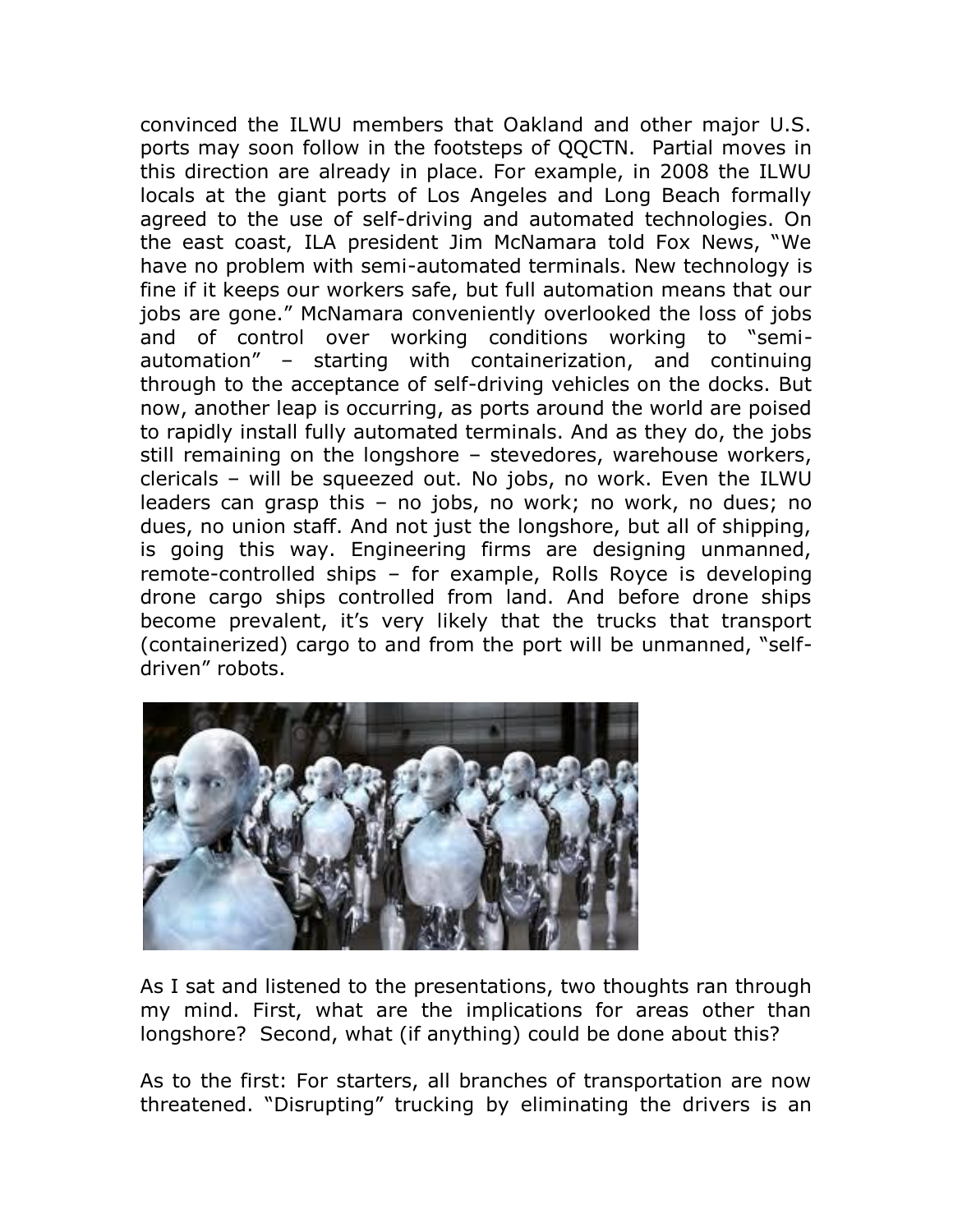convinced the ILWU members that Oakland and other major U.S. ports may soon follow in the footsteps of QQCTN. Partial moves in this direction are already in place. For example, in 2008 the ILWU locals at the giant ports of Los Angeles and Long Beach formally agreed to the use of self-driving and automated technologies. On the east coast, ILA president Jim McNamara told Fox News, "We have no problem with semi-automated terminals. New technology is fine if it keeps our workers safe, but full automation means that our jobs are gone." McNamara conveniently overlooked the loss of jobs and of control over working conditions working to "semi-automation" – starting with containerization, and continuing through to the acceptance of self-driving vehicles on the docks. But now, another leap is occurring, as ports around the world are poised to rapidly install fully automated terminals. And as they do, the jobs still remaining on the longshore – stevedores, warehouse workers, clericals – will be squeezed out. No jobs, no work. Even the ILWU leaders can grasp this – no jobs, no work; no work, no dues; no dues, no union staff. And not just the longshore, but all of shipping, is going this way. Engineering firms are designing unmanned, remote-controlled ships – for example, Rolls Royce is developing drone cargo ships controlled from land. And before drone ships become prevalent, it's very likely that the trucks that transport (containerized) cargo to and from the port will be unmanned, "self-driven" robots.

As I sat and listened to the presentations, two thoughts ran through my mind. First, what are the implications for areas other than longshore? Second, what (if anything) could be done about this?

As to the first: For starters, all branches of transportation are now threatened. "Disrupting" trucking by eliminating the drivers is an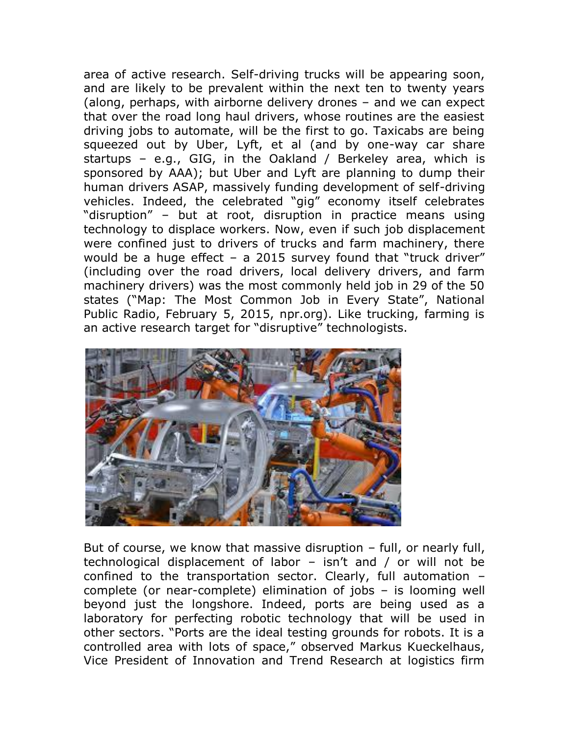area of active research. Self-driving trucks will be appearing soon, and are likely to be prevalent within the next ten to twenty years (along, perhaps, with airborne delivery drones – and we can expect that over the road long haul drivers, whose routines are the easiest driving jobs to automate, will be the first to go. Taxicabs are being squeezed out by Uber, Lyft, et al (and by one-way car share startups – e.g., GIG, in the Oakland / Berkeley area, which is sponsored by AAA); but Uber and Lyft are planning to dump their human drivers ASAP, massively funding development of self-driving vehicles. Indeed, the celebrated "gig" economy itself celebrates "disruption" – but at root, disruption in practice means using technology to displace workers. Now, even if such job displacement were confined just to drivers of trucks and farm machinery, there would be a huge effect – a 2015 survey found that "truck driver" (including over the road drivers, local delivery drivers, and farm machinery drivers) was the most commonly held job in 29 of the 50 states ("Map: The Most Common Job in Every State", National Public Radio, February 5, 2015, npr.org). Like trucking, farming is an active research target for "disruptive" technologists.

But of course, we know that massive disruption – full, or nearly full, technological displacement of labor – isn't and / or will not be confined to the transportation sector. Clearly, full automation – complete (or near-complete) elimination of jobs – is looming well beyond just the longshore. Indeed, ports are being used as a laboratory for perfecting robotic technology that will be used in other sectors. "Ports are the ideal testing grounds for robots. It is a controlled area with lots of space," observed Markus Kueckelhaus, Vice President of Innovation and Trend Research at logistics firm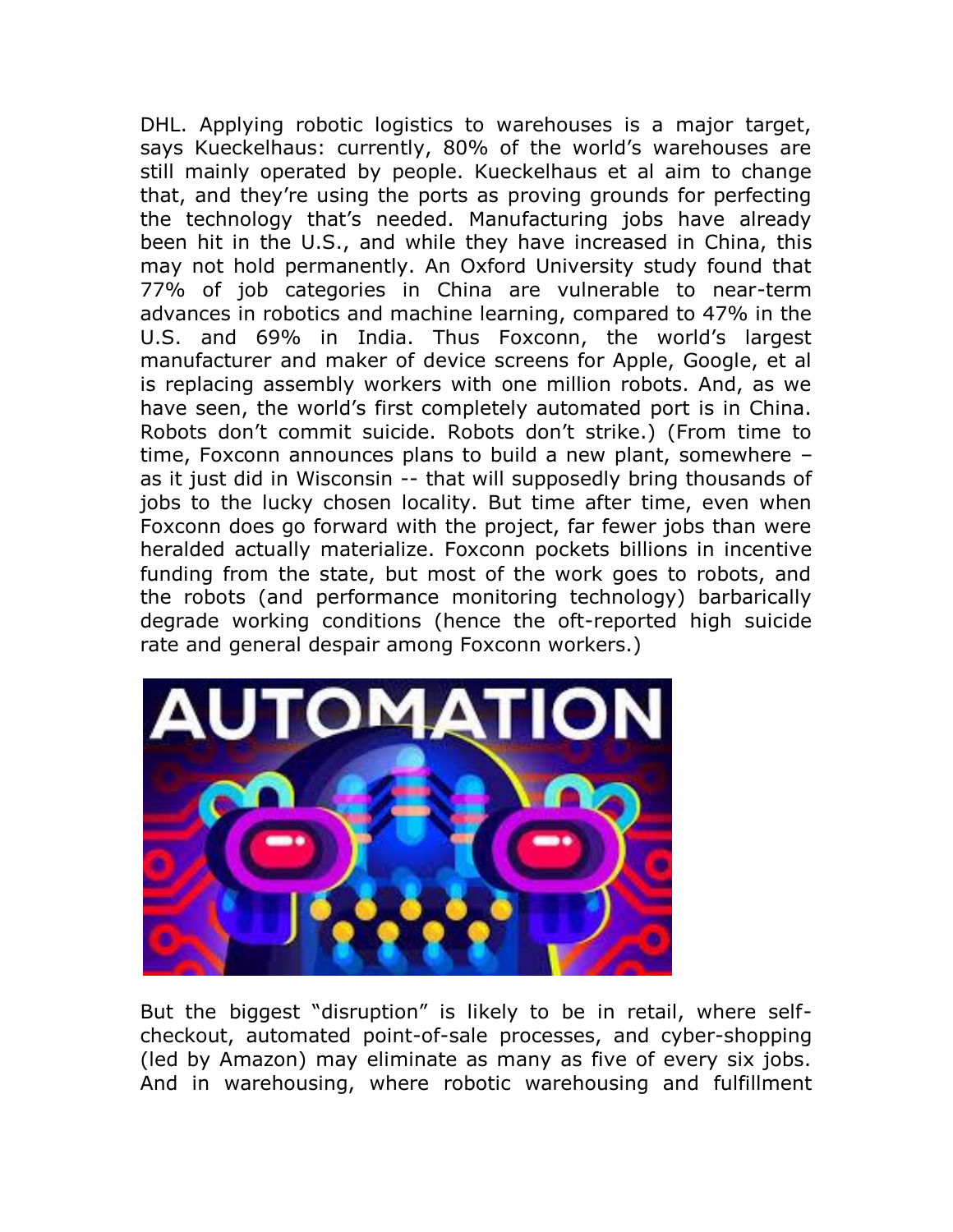DHL. Applying robotic logistics to warehouses is a major target, says Kueckelhaus: currently, 80% of the world's warehouses are still mainly operated by people. Kueckelhaus et al aim to change that, and they're using the ports as proving grounds for perfecting the technology that's needed. Manufacturing jobs have already been hit in the U.S., and while they have increased in China, this may not hold permanently. An Oxford University study found that 77% of job categories in China are vulnerable to near-term advances in robotics and machine learning, compared to 47% in the U.S. and 69% in India. Thus Foxconn, the world's largest manufacturer and maker of device screens for Apple, Google, et al is replacing assembly workers with one million robots. And, as we have seen, the world's first completely automated port is in China. Robots don't commit suicide. Robots don't strike.) (From time to time, Foxconn announces plans to build a new plant, somewhere – as it just did in Wisconsin -- that will supposedly bring thousands of jobs to the lucky chosen locality. But time after time, even when Foxconn does go forward with the project, far fewer jobs than were heralded actually materialize. Foxconn pockets billions in incentive funding from the state, but most of the work goes to robots, and the robots (and performance monitoring technology) barbarically degrade working conditions (hence the oft-reported high suicide rate and general despair among Foxconn workers.)

But the biggest "disruption" is likely to be in retail, where self-checkout, automated point-of-sale processes, and cyber-shopping (led by Amazon) may eliminate as many as five of every six jobs. And in warehousing, where robotic warehousing and fulfillment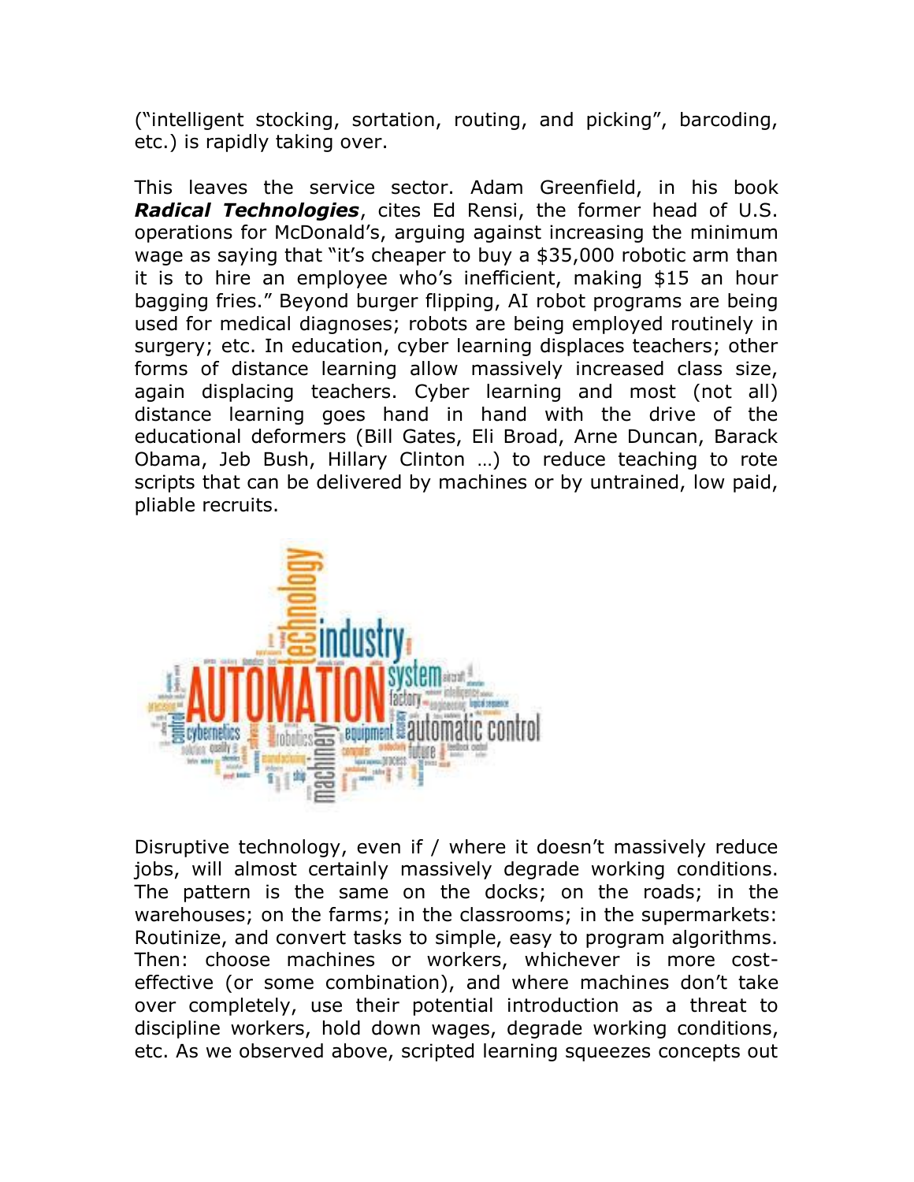("intelligent stocking, sortation, routing, and picking", barcoding, etc.) is rapidly taking over.

This leaves the service sector. Adam Greenfield, in his book ***Radical Technologies***, cites Ed Rensi, the former head of U.S. operations for McDonald's, arguing against increasing the minimum wage as saying that "it's cheaper to buy a $35,000 robotic arm than it is to hire an employee who's inefficient, making $15 an hour bagging fries." Beyond burger flipping, AI robot programs are being used for medical diagnoses; robots are being employed routinely in surgery; etc. In education, cyber learning displaces teachers; other forms of distance learning allow massively increased class size, again displacing teachers. Cyber learning and most (not all) distance learning goes hand in hand with the drive of the educational deformers (Bill Gates, Eli Broad, Arne Duncan, Barack Obama, Jeb Bush, Hillary Clinton …) to reduce teaching to rote scripts that can be delivered by machines or by untrained, low paid, pliable recruits.

Disruptive technology, even if / where it doesn't massively reduce jobs, will almost certainly massively degrade working conditions. The pattern is the same on the docks; on the roads; in the warehouses; on the farms; in the classrooms; in the supermarkets: Routinize, and convert tasks to simple, easy to program algorithms. Then: choose machines or workers, whichever is more cost-effective (or some combination), and where machines don't take over completely, use their potential introduction as a threat to discipline workers, hold down wages, degrade working conditions, etc. As we observed above, scripted learning squeezes concepts out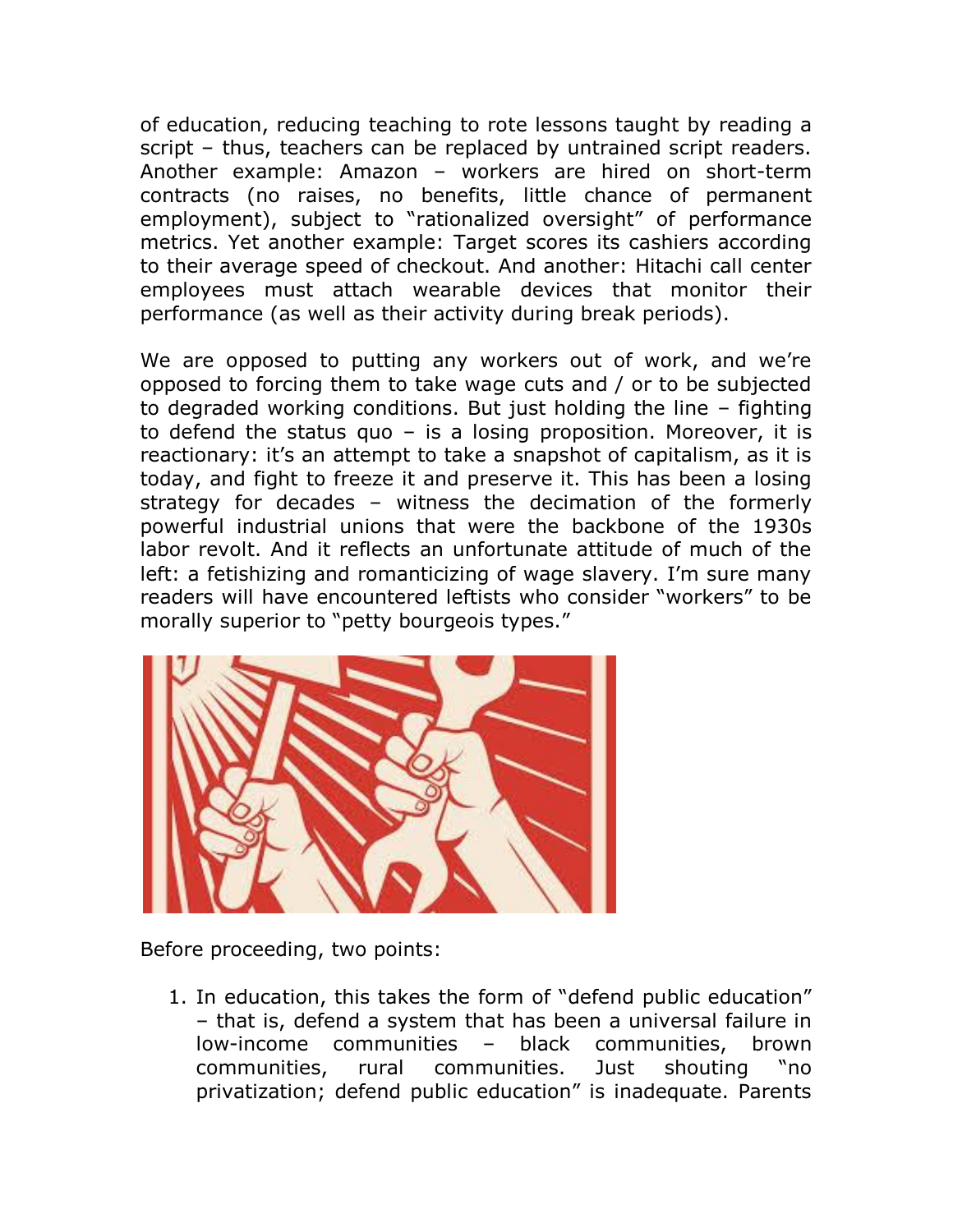of education, reducing teaching to rote lessons taught by reading a script – thus, teachers can be replaced by untrained script readers. Another example: Amazon – workers are hired on short-term contracts (no raises, no benefits, little chance of permanent employment), subject to "rationalized oversight" of performance metrics. Yet another example: Target scores its cashiers according to their average speed of checkout. And another: Hitachi call center employees must attach wearable devices that monitor their performance (as well as their activity during break periods).

We are opposed to putting any workers out of work, and we're opposed to forcing them to take wage cuts and / or to be subjected to degraded working conditions. But just holding the line – fighting to defend the status quo – is a losing proposition. Moreover, it is reactionary: it's an attempt to take a snapshot of capitalism, as it is today, and fight to freeze it and preserve it. This has been a losing strategy for decades – witness the decimation of the formerly powerful industrial unions that were the backbone of the 1930s labor revolt. And it reflects an unfortunate attitude of much of the left: a fetishizing and romanticizing of wage slavery. I'm sure many readers will have encountered leftists who consider "workers" to be morally superior to "petty bourgeois types."

Before proceeding, two points:

1. In education, this takes the form of "defend public education" – that is, defend a system that has been a universal failure in low-income communities – black communities, brown communities, rural communities. Just shouting "no privatization; defend public education" is inadequate. Parents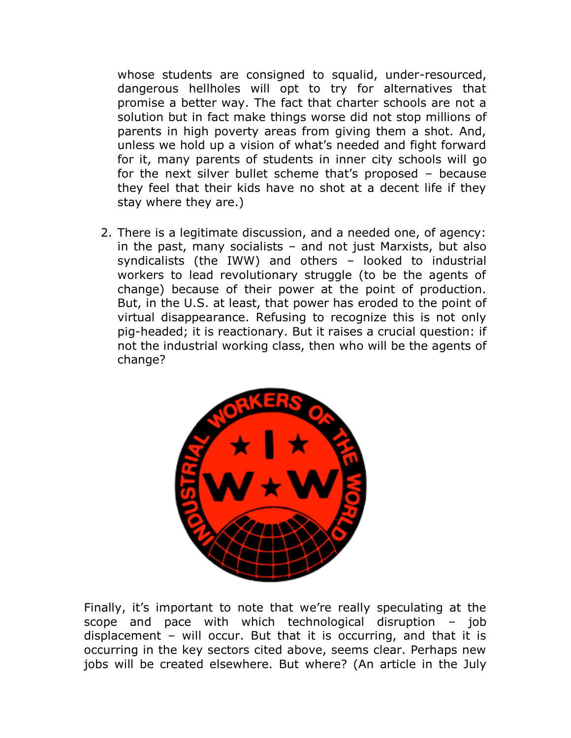whose students are consigned to squalid, under-resourced, dangerous hellholes will opt to try for alternatives that promise a better way. The fact that charter schools are not a solution but in fact make things worse did not stop millions of parents in high poverty areas from giving them a shot. And, unless we hold up a vision of what's needed and fight forward for it, many parents of students in inner city schools will go for the next silver bullet scheme that's proposed – because they feel that their kids have no shot at a decent life if they stay where they are.)

2. There is a legitimate discussion, and a needed one, of agency: in the past, many socialists – and not just Marxists, but also syndicalists (the IWW) and others – looked to industrial workers to lead revolutionary struggle (to be the agents of change) because of their power at the point of production. But, in the U.S. at least, that power has eroded to the point of virtual disappearance. Refusing to recognize this is not only pig-headed; it is reactionary. But it raises a crucial question: if not the industrial working class, then who will be the agents of change?

Finally, it's important to note that we're really speculating at the scope and pace with which technological disruption – job displacement – will occur. But that it is occurring, and that it is occurring in the key sectors cited above, seems clear. Perhaps new jobs will be created elsewhere. But where? (An article in the July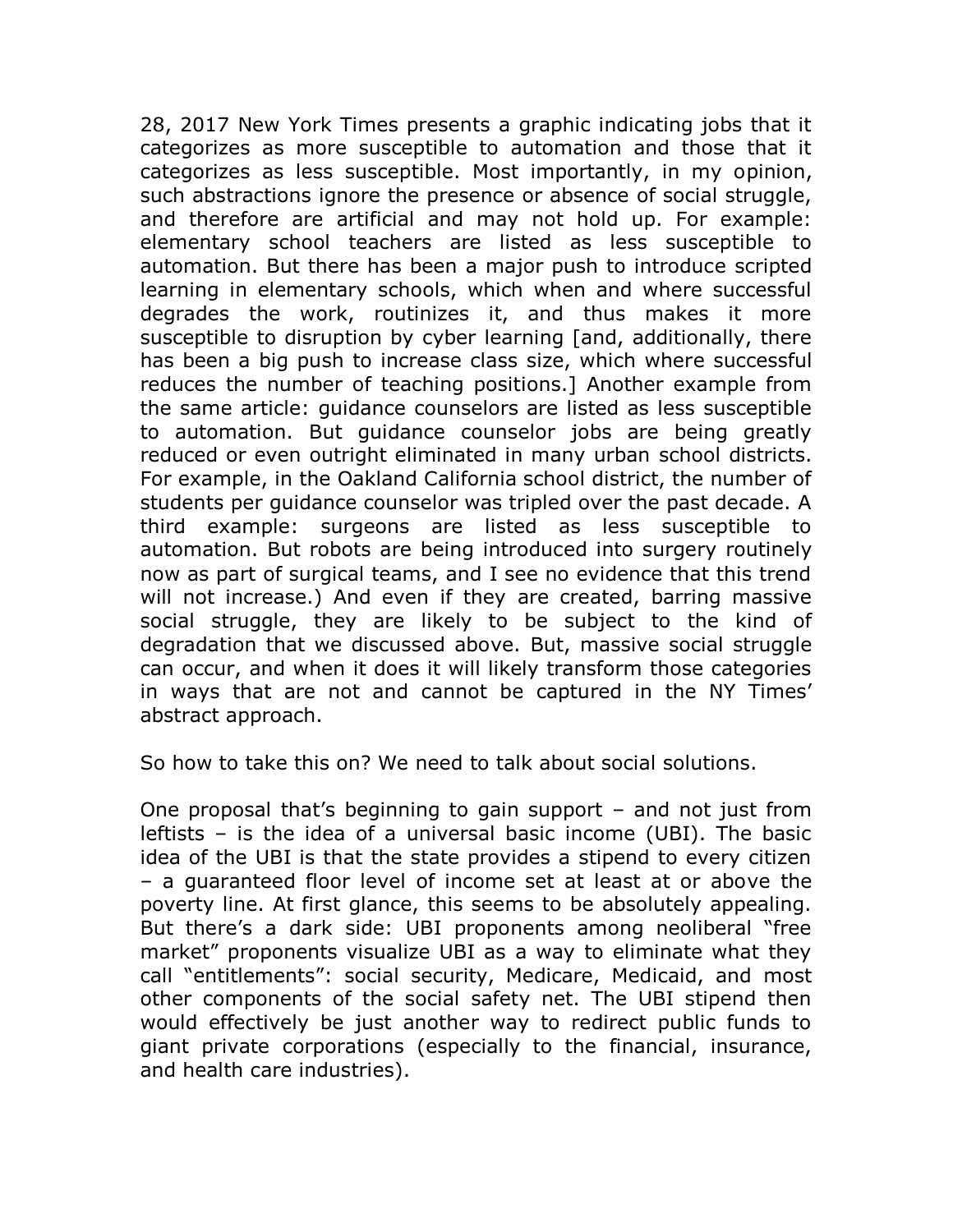28, 2017 New York Times presents a graphic indicating jobs that it categorizes as more susceptible to automation and those that it categorizes as less susceptible. Most importantly, in my opinion, such abstractions ignore the presence or absence of social struggle, and therefore are artificial and may not hold up. For example: elementary school teachers are listed as less susceptible to automation. But there has been a major push to introduce scripted learning in elementary schools, which when and where successful degrades the work, routinizes it, and thus makes it more susceptible to disruption by cyber learning [and, additionally, there has been a big push to increase class size, which where successful reduces the number of teaching positions.] Another example from the same article: guidance counselors are listed as less susceptible to automation. But guidance counselor jobs are being greatly reduced or even outright eliminated in many urban school districts. For example, in the Oakland California school district, the number of students per guidance counselor was tripled over the past decade. A third example: surgeons are listed as less susceptible to automation. But robots are being introduced into surgery routinely now as part of surgical teams, and I see no evidence that this trend will not increase.) And even if they are created, barring massive social struggle, they are likely to be subject to the kind of degradation that we discussed above. But, massive social struggle can occur, and when it does it will likely transform those categories in ways that are not and cannot be captured in the NY Times' abstract approach.

So how to take this on? We need to talk about social solutions.

One proposal that's beginning to gain support – and not just from leftists – is the idea of a universal basic income (UBI). The basic idea of the UBI is that the state provides a stipend to every citizen – a guaranteed floor level of income set at least at or above the poverty line. At first glance, this seems to be absolutely appealing. But there's a dark side: UBI proponents among neoliberal "free market" proponents visualize UBI as a way to eliminate what they call "entitlements": social security, Medicare, Medicaid, and most other components of the social safety net. The UBI stipend then would effectively be just another way to redirect public funds to giant private corporations (especially to the financial, insurance, and health care industries).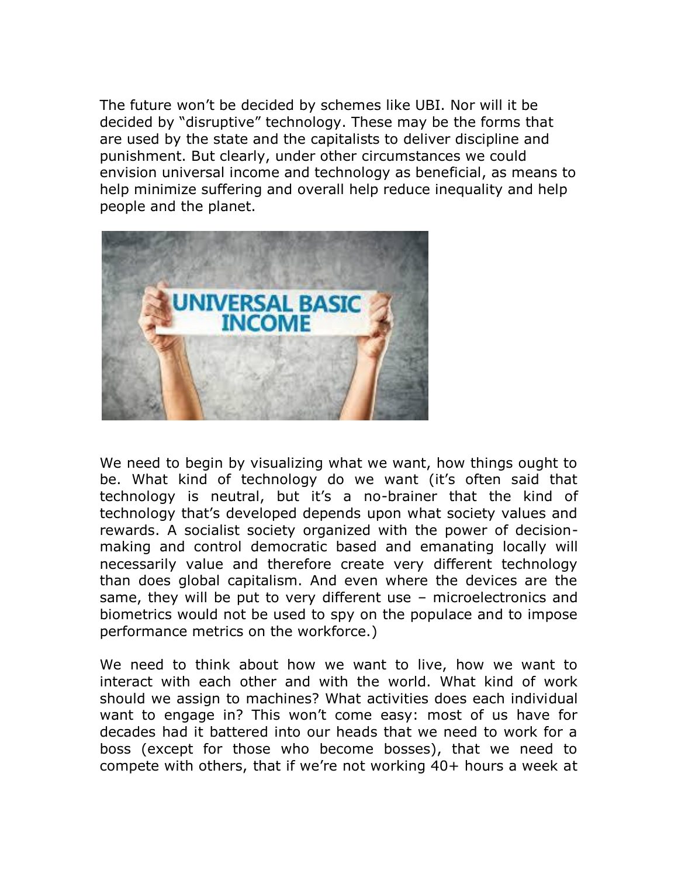The future won't be decided by schemes like UBI. Nor will it be decided by "disruptive" technology. These may be the forms that are used by the state and the capitalists to deliver discipline and punishment. But clearly, under other circumstances we could envision universal income and technology as beneficial, as means to help minimize suffering and overall help reduce inequality and help people and the planet.

We need to begin by visualizing what we want, how things ought to be. What kind of technology do we want (it's often said that technology is neutral, but it's a no-brainer that the kind of technology that's developed depends upon what society values and rewards. A socialist society organized with the power of decision-making and control democratic based and emanating locally will necessarily value and therefore create very different technology than does global capitalism. And even where the devices are the same, they will be put to very different use – microelectronics and biometrics would not be used to spy on the populace and to impose performance metrics on the workforce.)

We need to think about how we want to live, how we want to interact with each other and with the world. What kind of work should we assign to machines? What activities does each individual want to engage in? This won't come easy: most of us have for decades had it battered into our heads that we need to work for a boss (except for those who become bosses), that we need to compete with others, that if we're not working 40+ hours a week at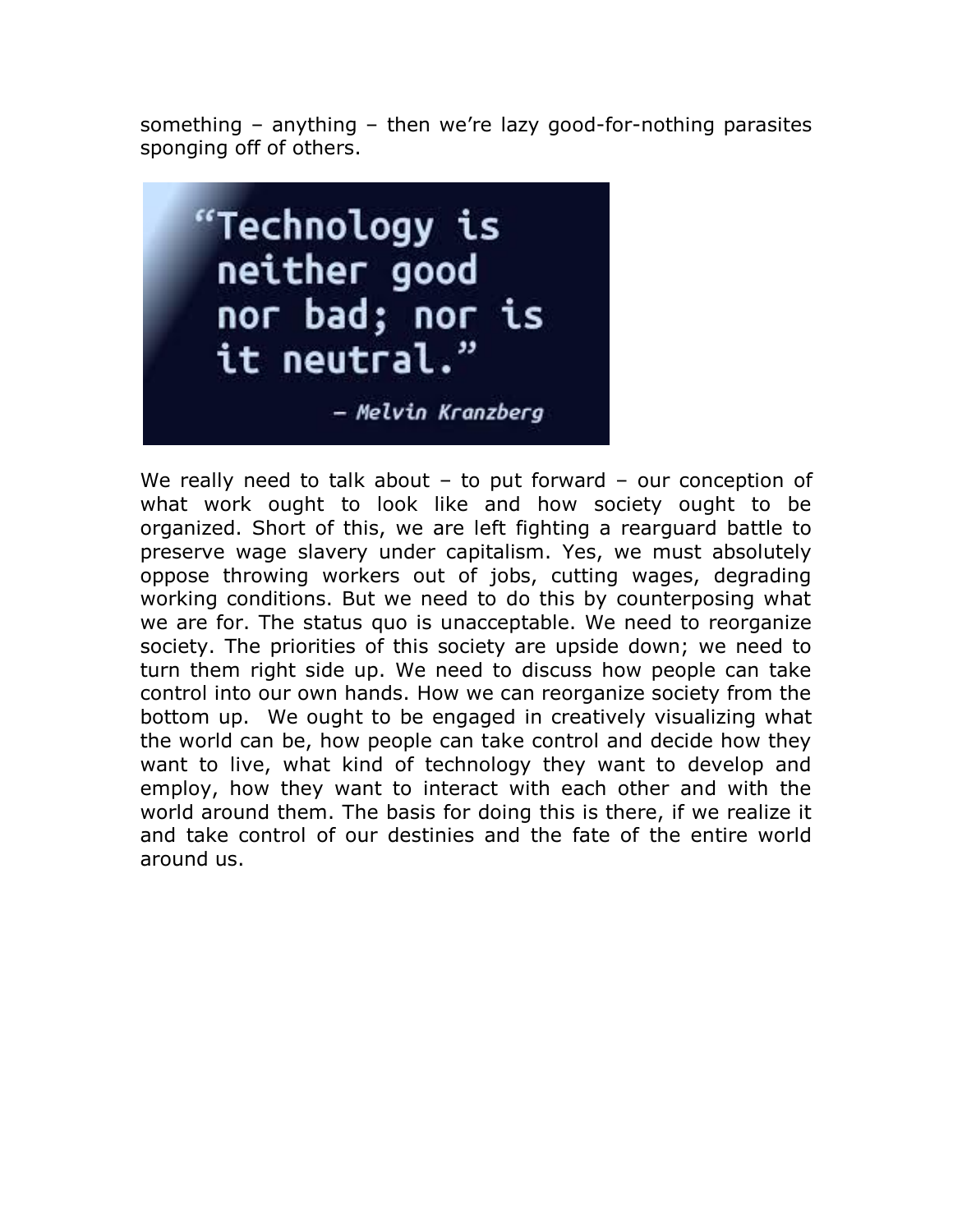something – anything – then we're lazy good-for-nothing parasites sponging off of others.

"Technology is neither good nor bad; nor is it neutral."

– *Melvin Kranzberg*

We really need to talk about – to put forward – our conception of what work ought to look like and how society ought to be organized. Short of this, we are left fighting a rearguard battle to preserve wage slavery under capitalism. Yes, we must absolutely oppose throwing workers out of jobs, cutting wages, degrading working conditions. But we need to do this by counterposing what we are for. The status quo is unacceptable. We need to reorganize society. The priorities of this society are upside down; we need to turn them right side up. We need to discuss how people can take control into our own hands. How we can reorganize society from the bottom up. We ought to be engaged in creatively visualizing what the world can be, how people can take control and decide how they want to live, what kind of technology they want to develop and employ, how they want to interact with each other and with the world around them. The basis for doing this is there, if we realize it and take control of our destinies and the fate of the entire world around us.